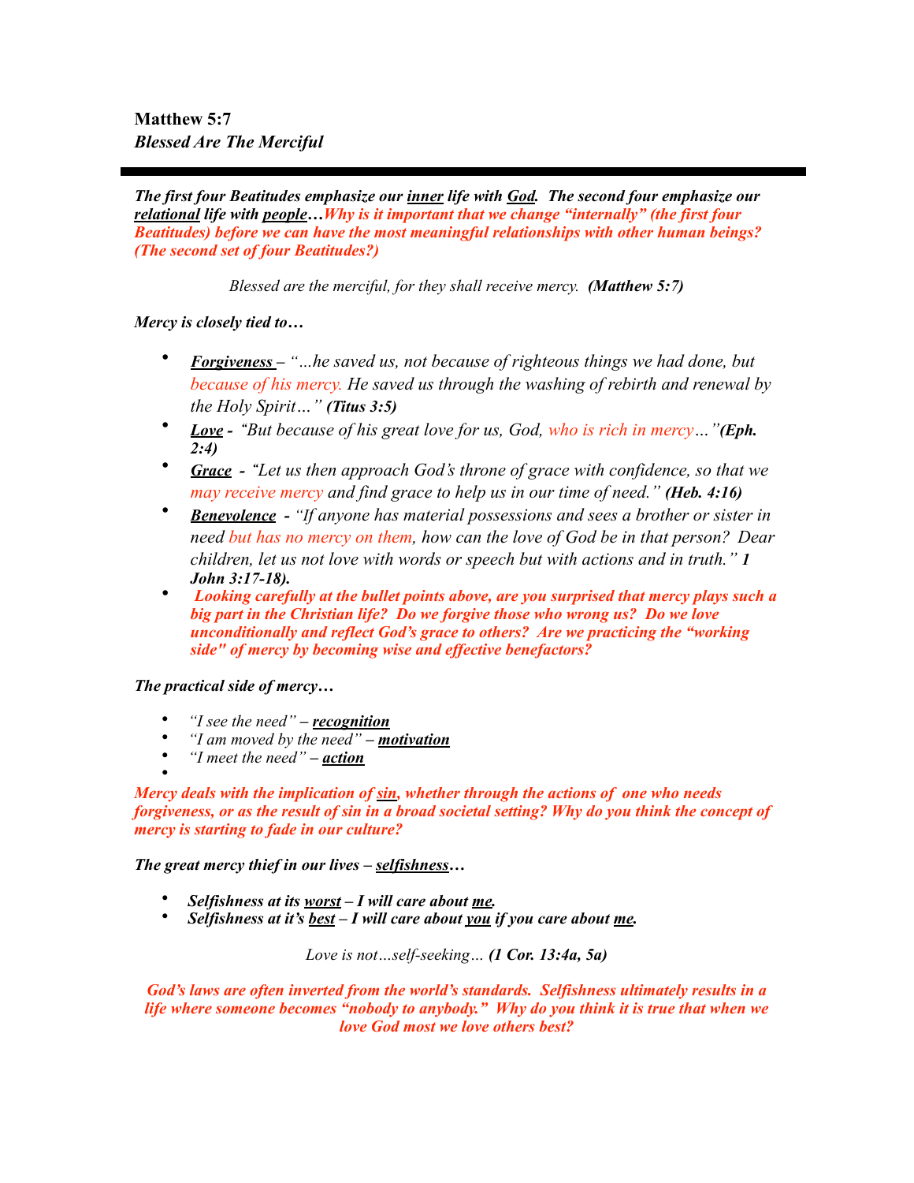**Matthew 5:7**
***Blessed Are The Merciful***

---

***The first four Beatitudes emphasize our <u>inner</u> life with <u>God</u>. The second four emphasize our <u>relational</u> life with <u>people</u>…Why is it important that we change "internally" (the first four Beatitudes) before we can have the most meaningful relationships with other human beings? (The second set of four Beatitudes?)***

*Blessed are the merciful, for they shall receive mercy.* ***(Matthew 5:7)***

***Mercy is closely tied to…***

- ***<u>Forgiveness</u> –*** *"…he saved us, not because of righteous things we had done, but because of his mercy. He saved us through the washing of rebirth and renewal by the Holy Spirit…"* ***(Titus 3:5)***
- ***<u>Love</u> -*** *"But because of his great love for us, God, who is rich in mercy…"* ***(Eph. 2:4)***
- ***<u>Grace</u> -*** *"Let us then approach God's throne of grace with confidence, so that we may receive mercy and find grace to help us in our time of need."* ***(Heb. 4:16)***
- ***<u>Benevolence</u> -*** *"If anyone has material possessions and sees a brother or sister in need but has no mercy on them, how can the love of God be in that person? Dear children, let us not love with words or speech but with actions and in truth."* ***1 John 3:17-18).***
- ***Looking carefully at the bullet points above, are you surprised that mercy plays such a big part in the Christian life? Do we forgive those who wrong us? Do we love unconditionally and reflect God's grace to others? Are we practicing the "working side" of mercy by becoming wise and effective benefactors?***

***The practical side of mercy…***

- *"I see the need"* ***– <u>recognition</u>***
- *"I am moved by the need"* ***– <u>motivation</u>***
- *"I meet the need"* ***– <u>action</u>***

***Mercy deals with the implication of <u>sin</u>, whether through the actions of one who needs forgiveness, or as the result of sin in a broad societal setting? Why do you think the concept of mercy is starting to fade in our culture?***

***The great mercy thief in our lives – <u>selfishness</u>…***

- ***Selfishness at its <u>worst</u> – I will care about <u>me</u>.***
- ***Selfishness at it's <u>best</u> – I will care about <u>you</u> if you care about <u>me</u>.***

*Love is not…self-seeking…* ***(1 Cor. 13:4a, 5a)***

***God's laws are often inverted from the world's standards. Selfishness ultimately results in a life where someone becomes "nobody to anybody." Why do you think it is true that when we love God most we love others best?***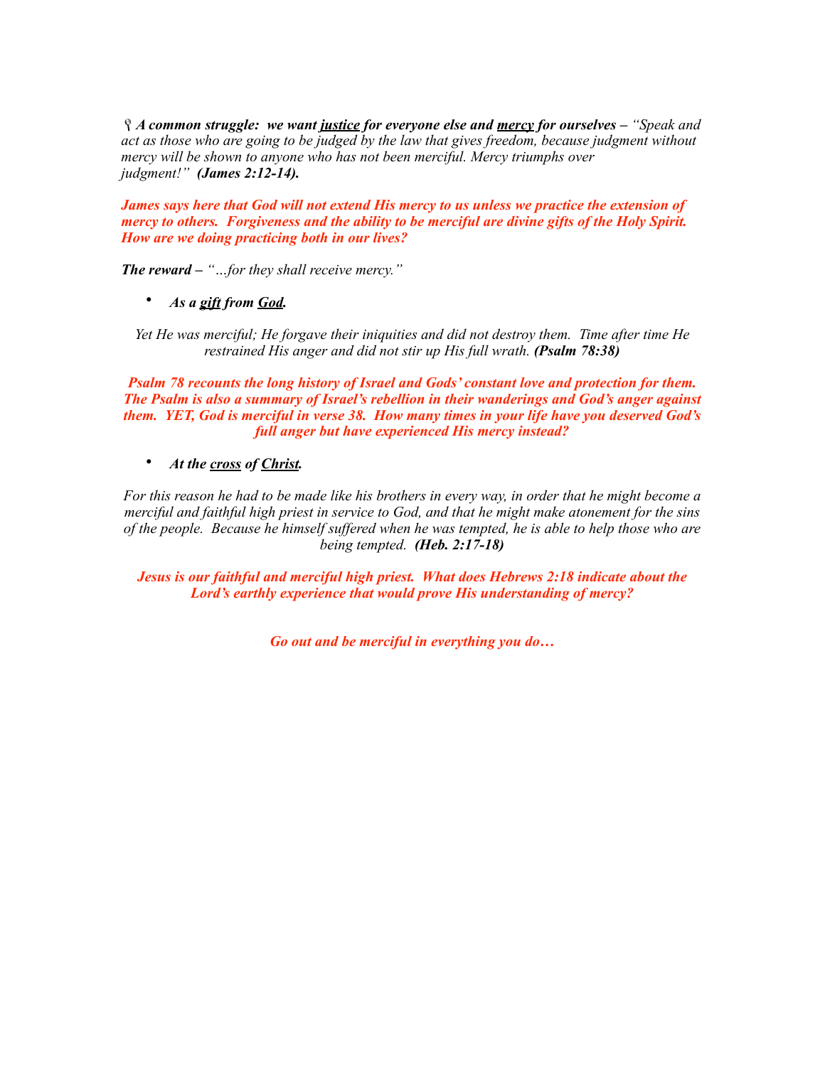⚲ ***A common struggle: we want <u>justice</u> for everyone else and <u>mercy</u> for ourselves –*** *"Speak and act as those who are going to be judged by the law that gives freedom, because judgment without mercy will be shown to anyone who has not been merciful. Mercy triumphs over judgment!"* ***(James 2:12-14).***

***James says here that God will not extend His mercy to us unless we practice the extension of mercy to others. Forgiveness and the ability to be merciful are divine gifts of the Holy Spirit. How are we doing practicing both in our lives?***

***The reward –*** *"…for they shall receive mercy."*

- ***As a <u>gift</u> from <u>God</u>.***

*Yet He was merciful; He forgave their iniquities and did not destroy them. Time after time He restrained His anger and did not stir up His full wrath.* ***(Psalm 78:38)***

***Psalm 78 recounts the long history of Israel and Gods' constant love and protection for them. The Psalm is also a summary of Israel's rebellion in their wanderings and God's anger against them. YET, God is merciful in verse 38. How many times in your life have you deserved God's full anger but have experienced His mercy instead?***

- ***At the <u>cross</u> of <u>Christ</u>.***

*For this reason he had to be made like his brothers in every way, in order that he might become a merciful and faithful high priest in service to God, and that he might make atonement for the sins of the people. Because he himself suffered when he was tempted, he is able to help those who are being tempted.* ***(Heb. 2:17-18)***

***Jesus is our faithful and merciful high priest. What does Hebrews 2:18 indicate about the Lord's earthly experience that would prove His understanding of mercy?***

***Go out and be merciful in everything you do…***